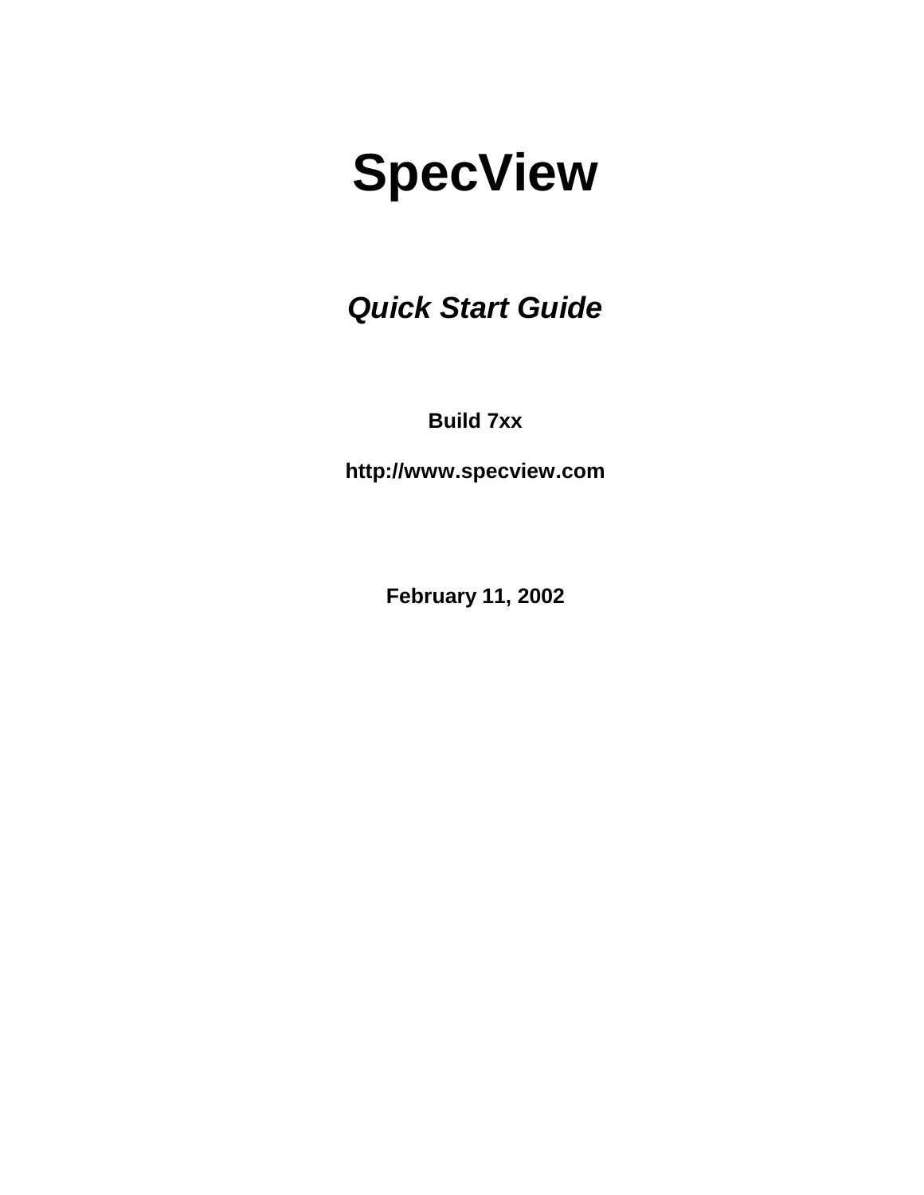# SpecView

***Quick Start Guide***

**Build 7xx**

**http://www.specview.com**

**February 11, 2002**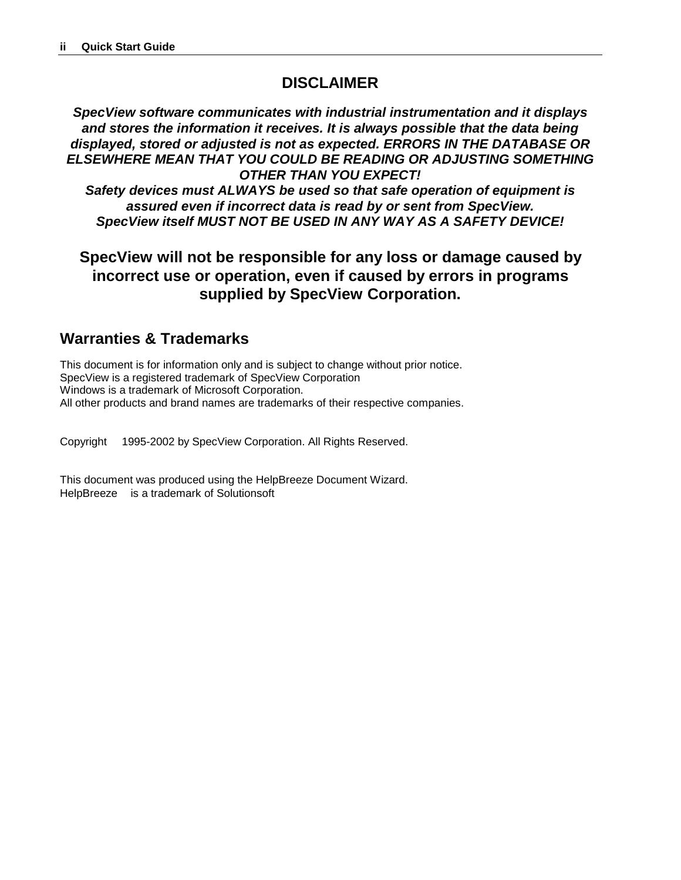# DISCLAIMER

***SpecView software communicates with industrial instrumentation and it displays and stores the information it receives. It is always possible that the data being displayed, stored or adjusted is not as expected. ERRORS IN THE DATABASE OR ELSEWHERE MEAN THAT YOU COULD BE READING OR ADJUSTING SOMETHING OTHER THAN YOU EXPECT!***
***Safety devices must ALWAYS be used so that safe operation of equipment is assured even if incorrect data is read by or sent from SpecView.***
***SpecView itself MUST NOT BE USED IN ANY WAY AS A SAFETY DEVICE!***

**SpecView will not be responsible for any loss or damage caused by incorrect use or operation, even if caused by errors in programs supplied by SpecView Corporation.**

## Warranties & Trademarks

This document is for information only and is subject to change without prior notice.
SpecView is a registered trademark of SpecView Corporation
Windows is a trademark of Microsoft Corporation.
All other products and brand names are trademarks of their respective companies.

Copyright 1995-2002 by SpecView Corporation. All Rights Reserved.

This document was produced using the HelpBreeze Document Wizard.
HelpBreeze is a trademark of Solutionsoft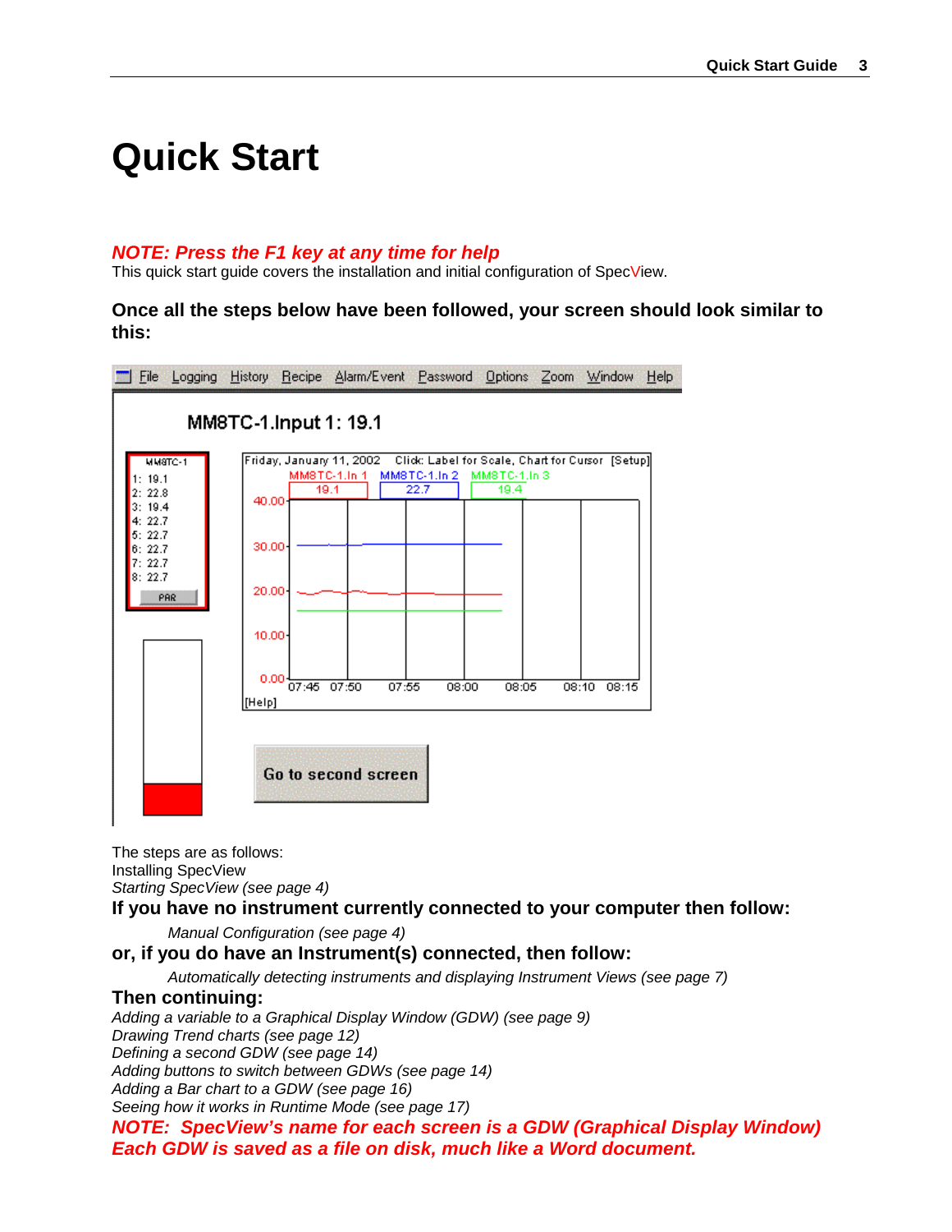# Quick Start

***NOTE: Press the F1 key at any time for help***

This quick start guide covers the installation and initial configuration of SpecView.

**Once all the steps below have been followed, your screen should look similar to this:**

The steps are as follows:

Installing SpecView

*Starting SpecView (see page 4)*

**If you have no instrument currently connected to your computer then follow:**

*Manual Configuration (see page 4)*

**or, if you do have an Instrument(s) connected, then follow:**

*Automatically detecting instruments and displaying Instrument Views (see page 7)*

**Then continuing:**

*Adding a variable to a Graphical Display Window (GDW) (see page 9)*

*Drawing Trend charts (see page 12)*

*Defining a second GDW (see page 14)*

*Adding buttons to switch between GDWs (see page 14)*

*Adding a Bar chart to a GDW (see page 16)*

*Seeing how it works in Runtime Mode (see page 17)*

***NOTE: SpecView's name for each screen is a GDW (Graphical Display Window) Each GDW is saved as a file on disk, much like a Word document.***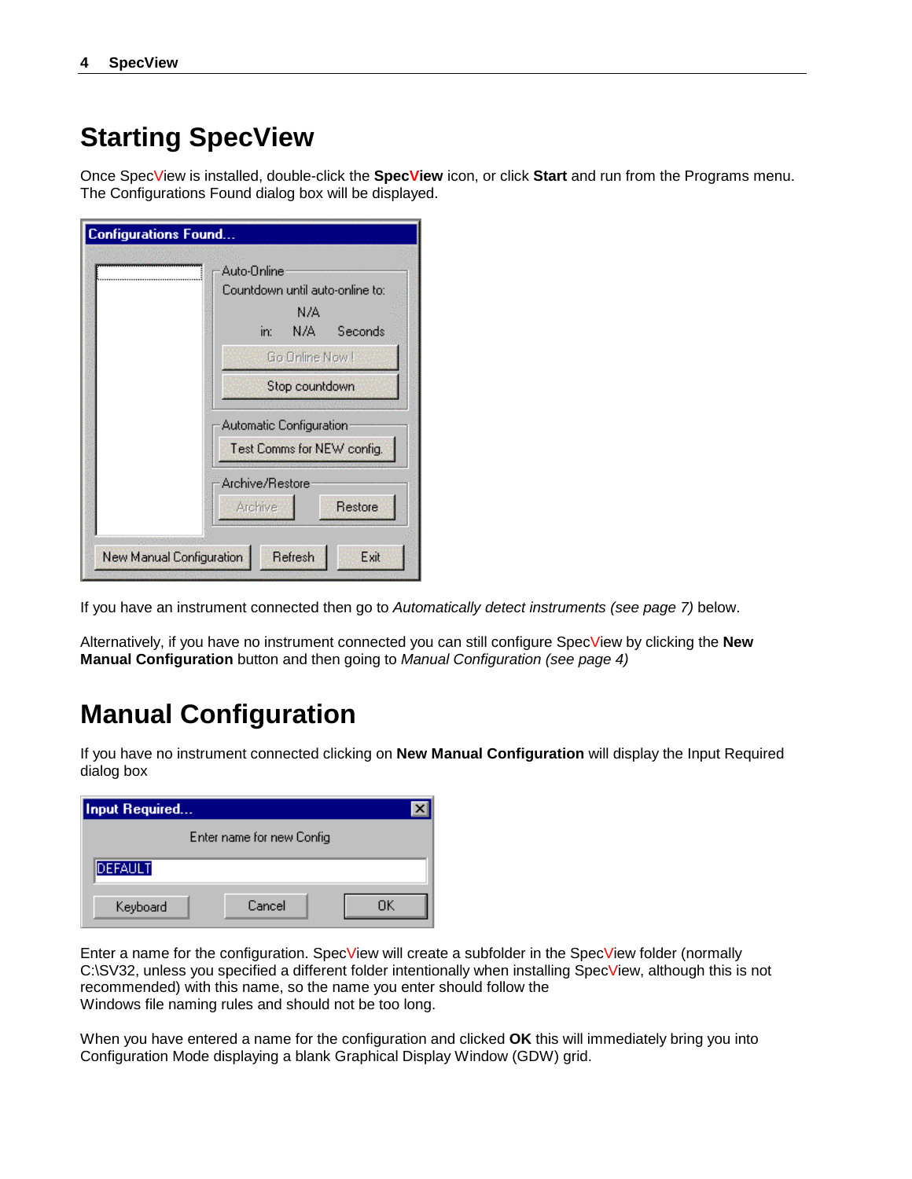# Starting SpecView

Once SpecView is installed, double-click the **SpecView** icon, or click **Start** and run from the Programs menu. The Configurations Found dialog box will be displayed.

If you have an instrument connected then go to *Automatically detect instruments (see page 7)* below.

Alternatively, if you have no instrument connected you can still configure SpecView by clicking the **New Manual Configuration** button and then going to *Manual Configuration (see page 4)*

# Manual Configuration

If you have no instrument connected clicking on **New Manual Configuration** will display the Input Required dialog box

Enter a name for the configuration. SpecView will create a subfolder in the SpecView folder (normally C:\SV32, unless you specified a different folder intentionally when installing SpecView, although this is not recommended) with this name, so the name you enter should follow the Windows file naming rules and should not be too long.

When you have entered a name for the configuration and clicked **OK** this will immediately bring you into Configuration Mode displaying a blank Graphical Display Window (GDW) grid.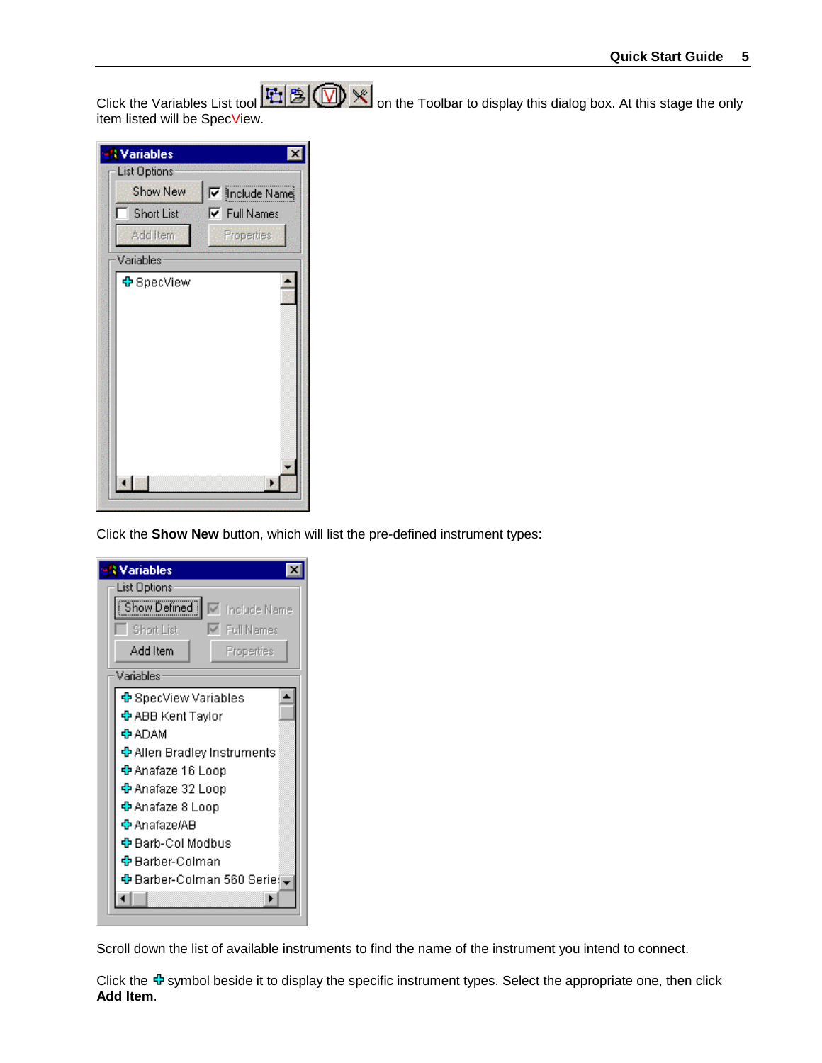Click the Variables List tool on the Toolbar to display this dialog box. At this stage the only item listed will be SpecView.

Click the **Show New** button, which will list the pre-defined instrument types:

Scroll down the list of available instruments to find the name of the instrument you intend to connect.

Click the ✚ symbol beside it to display the specific instrument types. Select the appropriate one, then click **Add Item**.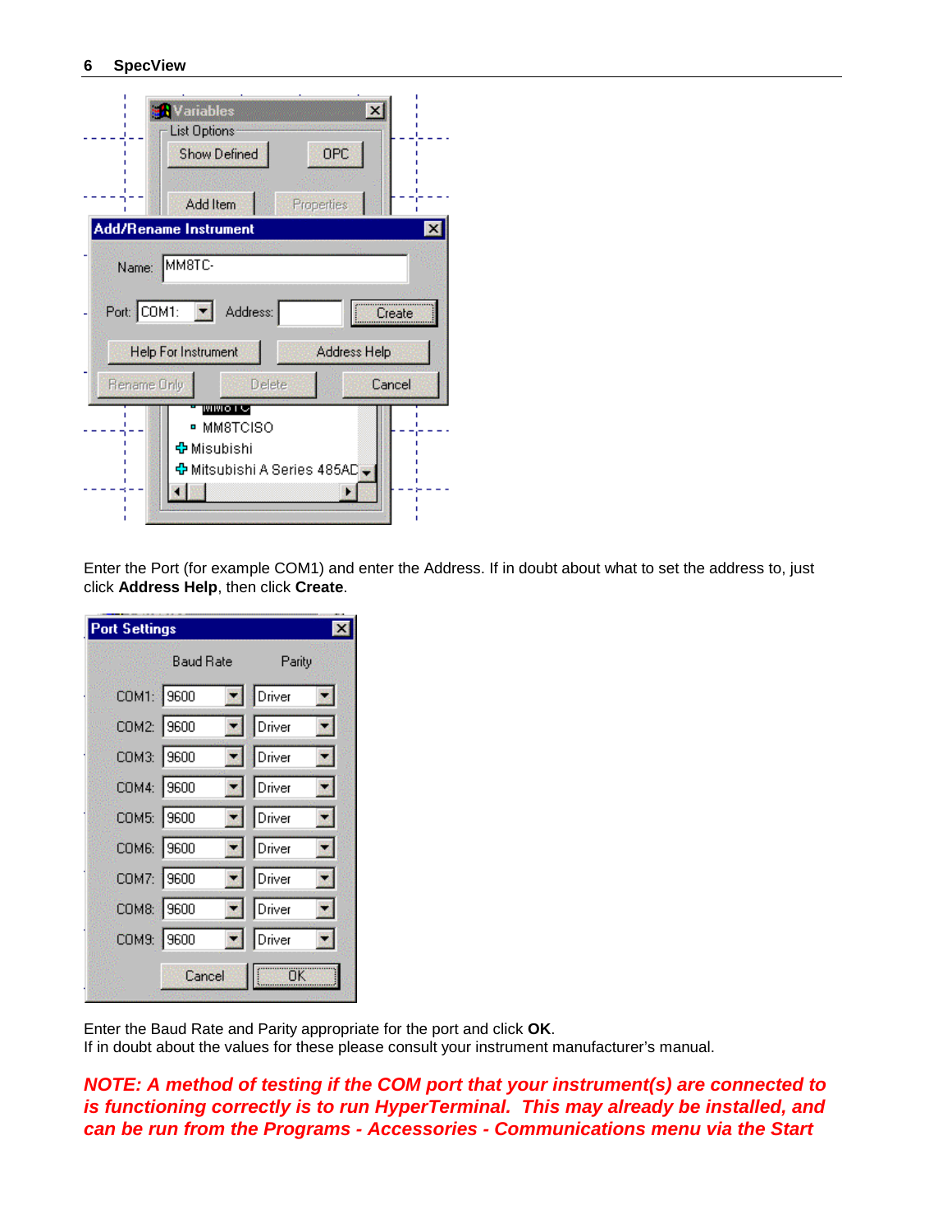Enter the Port (for example COM1) and enter the Address. If in doubt about what to set the address to, just click **Address Help**, then click **Create**.

Enter the Baud Rate and Parity appropriate for the port and click **OK**.
If in doubt about the values for these please consult your instrument manufacturer's manual.

***NOTE: A method of testing if the COM port that your instrument(s) are connected to is functioning correctly is to run HyperTerminal. This may already be installed, and can be run from the Programs - Accessories - Communications menu via the Start***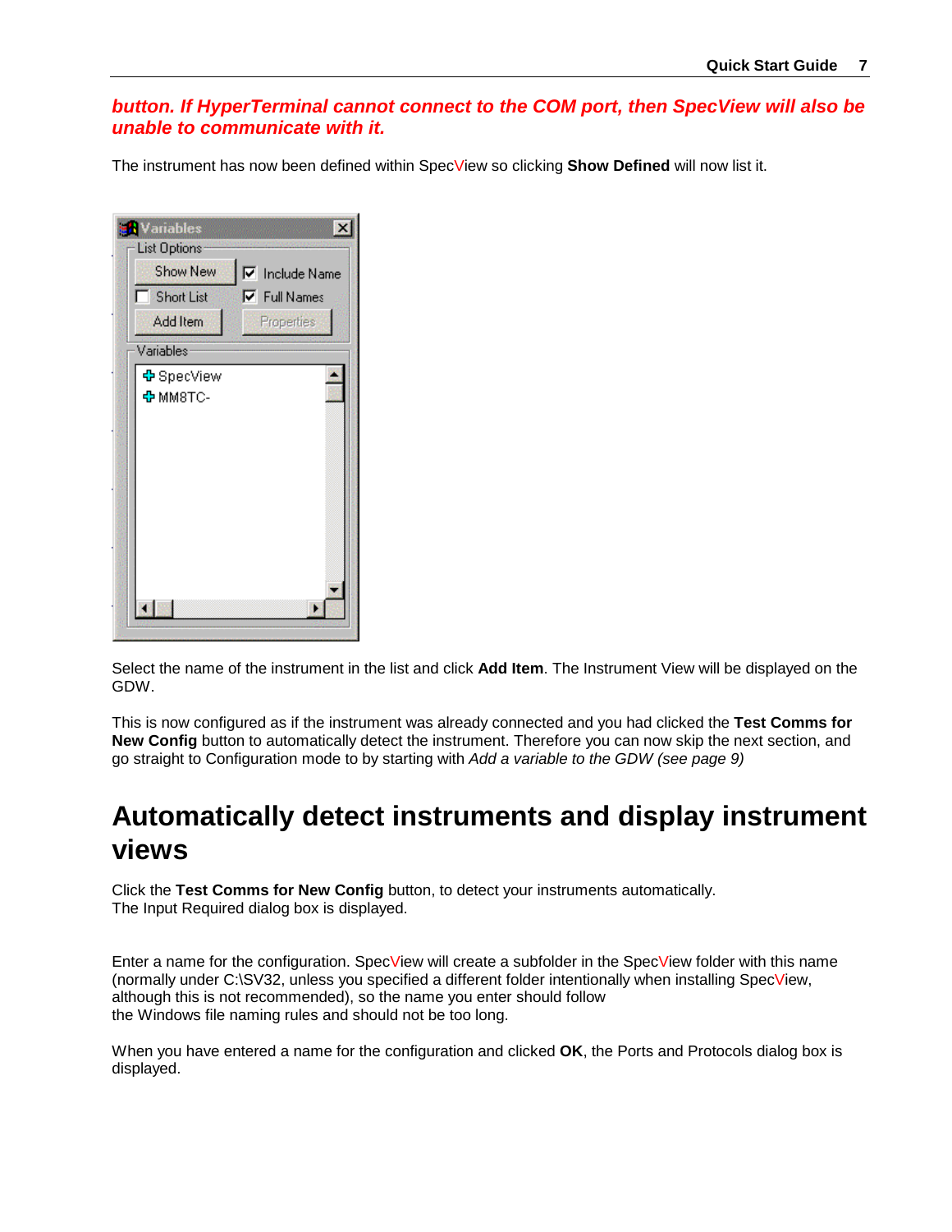***button. If HyperTerminal cannot connect to the COM port, then SpecView will also be unable to communicate with it.***

The instrument has now been defined within SpecView so clicking **Show Defined** will now list it.

Select the name of the instrument in the list and click **Add Item**. The Instrument View will be displayed on the GDW.

This is now configured as if the instrument was already connected and you had clicked the **Test Comms for New Config** button to automatically detect the instrument. Therefore you can now skip the next section, and go straight to Configuration mode to by starting with *Add a variable to the GDW (see page 9)*

# Automatically detect instruments and display instrument views

Click the **Test Comms for New Config** button, to detect your instruments automatically.
The Input Required dialog box is displayed.

Enter a name for the configuration. SpecView will create a subfolder in the SpecView folder with this name (normally under C:\SV32, unless you specified a different folder intentionally when installing SpecView, although this is not recommended), so the name you enter should follow
the Windows file naming rules and should not be too long.

When you have entered a name for the configuration and clicked **OK**, the Ports and Protocols dialog box is displayed.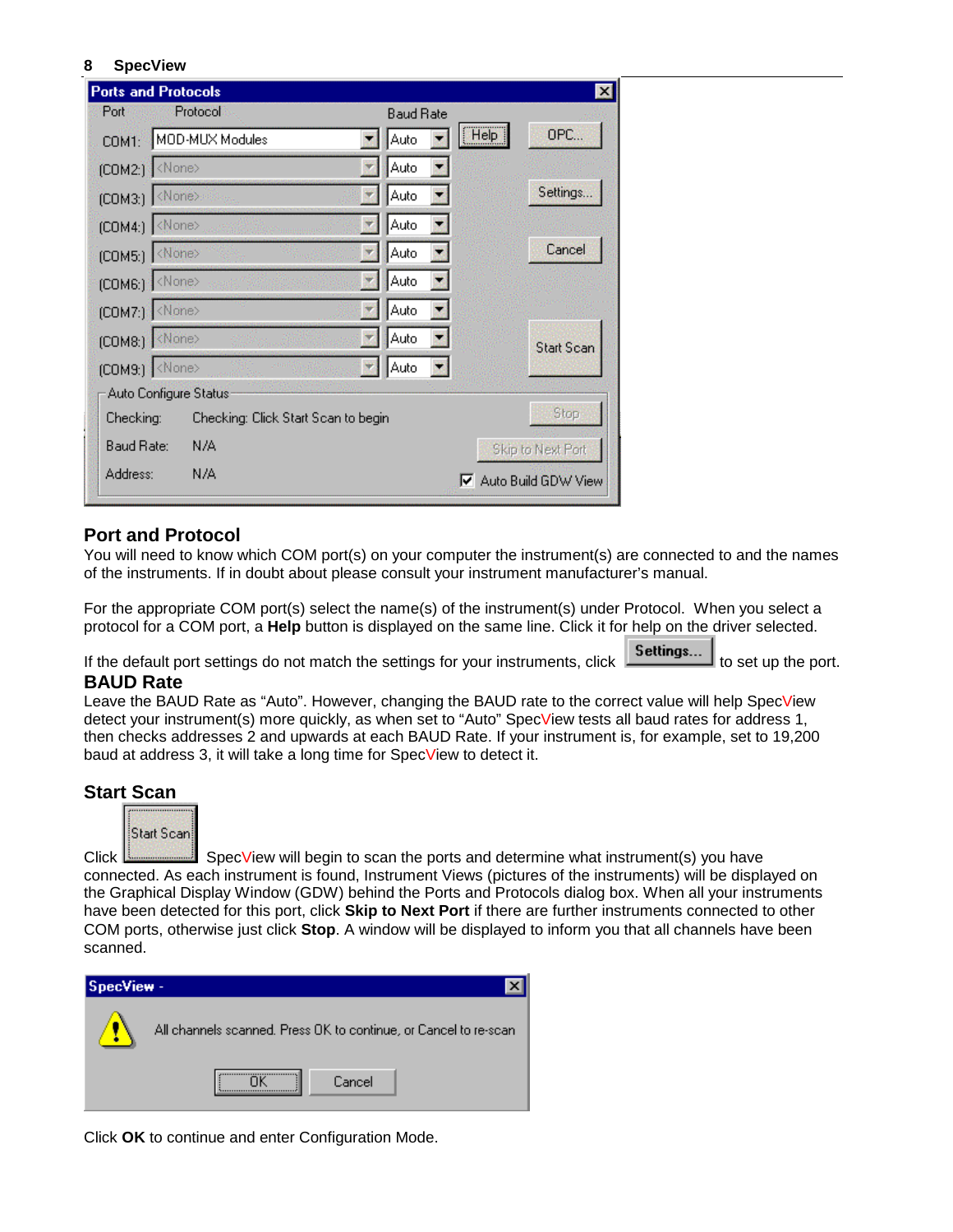## Port and Protocol

You will need to know which COM port(s) on your computer the instrument(s) are connected to and the names of the instruments. If in doubt about please consult your instrument manufacturer's manual.

For the appropriate COM port(s) select the name(s) of the instrument(s) under Protocol. When you select a protocol for a COM port, a **Help** button is displayed on the same line. Click it for help on the driver selected.

If the default port settings do not match the settings for your instruments, click **Settings...** to set up the port.

## BAUD Rate

Leave the BAUD Rate as "Auto". However, changing the BAUD rate to the correct value will help SpecView detect your instrument(s) more quickly, as when set to "Auto" SpecView tests all baud rates for address 1, then checks addresses 2 and upwards at each BAUD Rate. If your instrument is, for example, set to 19,200 baud at address 3, it will take a long time for SpecView to detect it.

## Start Scan

Click **Start Scan** SpecView will begin to scan the ports and determine what instrument(s) you have connected. As each instrument is found, Instrument Views (pictures of the instruments) will be displayed on the Graphical Display Window (GDW) behind the Ports and Protocols dialog box. When all your instruments have been detected for this port, click **Skip to Next Port** if there are further instruments connected to other COM ports, otherwise just click **Stop**. A window will be displayed to inform you that all channels have been scanned.

Click **OK** to continue and enter Configuration Mode.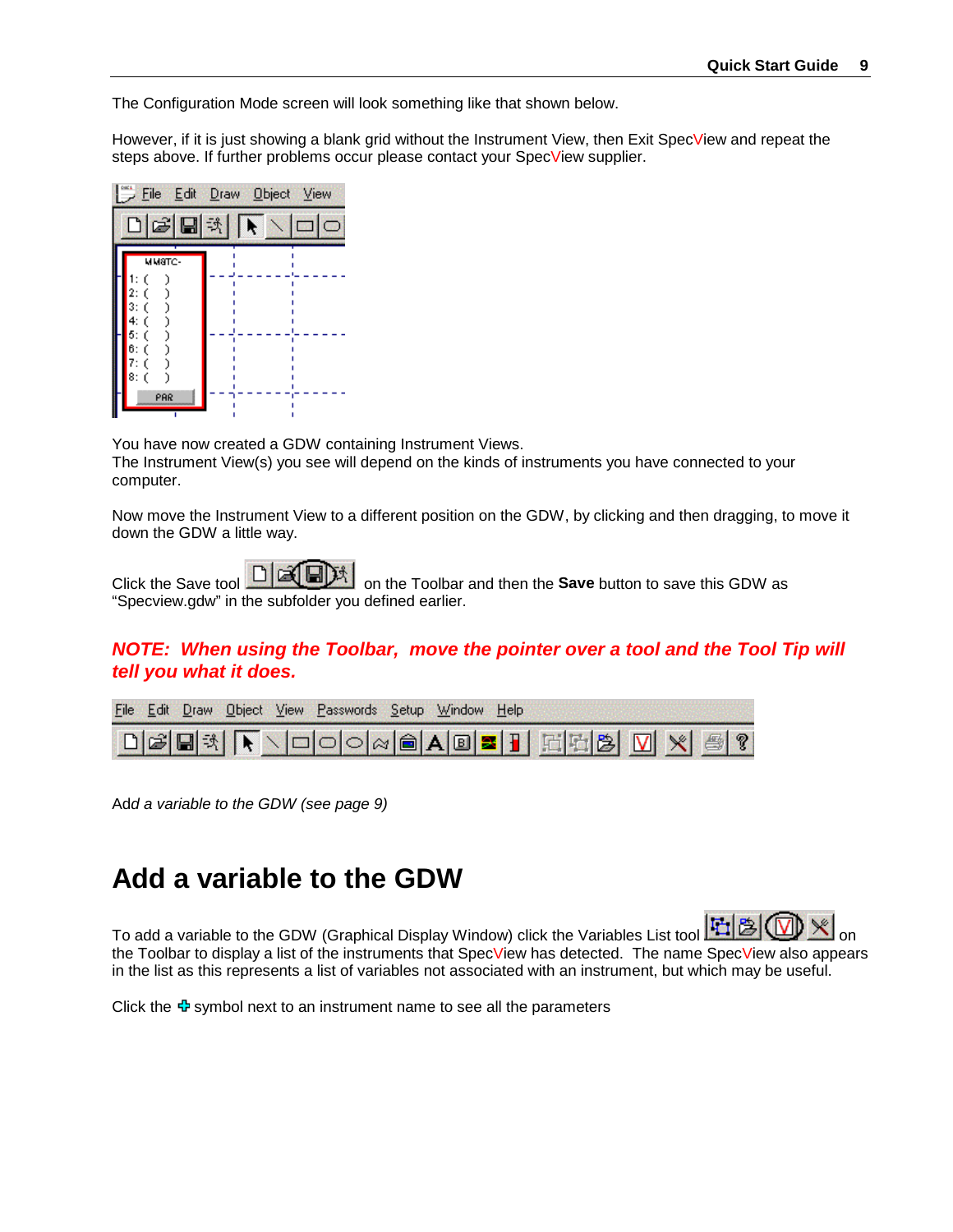The Configuration Mode screen will look something like that shown below.

However, if it is just showing a blank grid without the Instrument View, then Exit SpecView and repeat the steps above. If further problems occur please contact your SpecView supplier.

You have now created a GDW containing Instrument Views.
The Instrument View(s) you see will depend on the kinds of instruments you have connected to your computer.

Now move the Instrument View to a different position on the GDW, by clicking and then dragging, to move it down the GDW a little way.

Click the Save tool on the Toolbar and then the **Save** button to save this GDW as "Specview.gdw" in the subfolder you defined earlier.

***NOTE: When using the Toolbar, move the pointer over a tool and the Tool Tip will tell you what it does.***

Add *a variable to the GDW (see page 9)*

# Add a variable to the GDW

To add a variable to the GDW (Graphical Display Window) click the Variables List tool on the Toolbar to display a list of the instruments that SpecView has detected. The name SpecView also appears in the list as this represents a list of variables not associated with an instrument, but which may be useful.

Click the ✚ symbol next to an instrument name to see all the parameters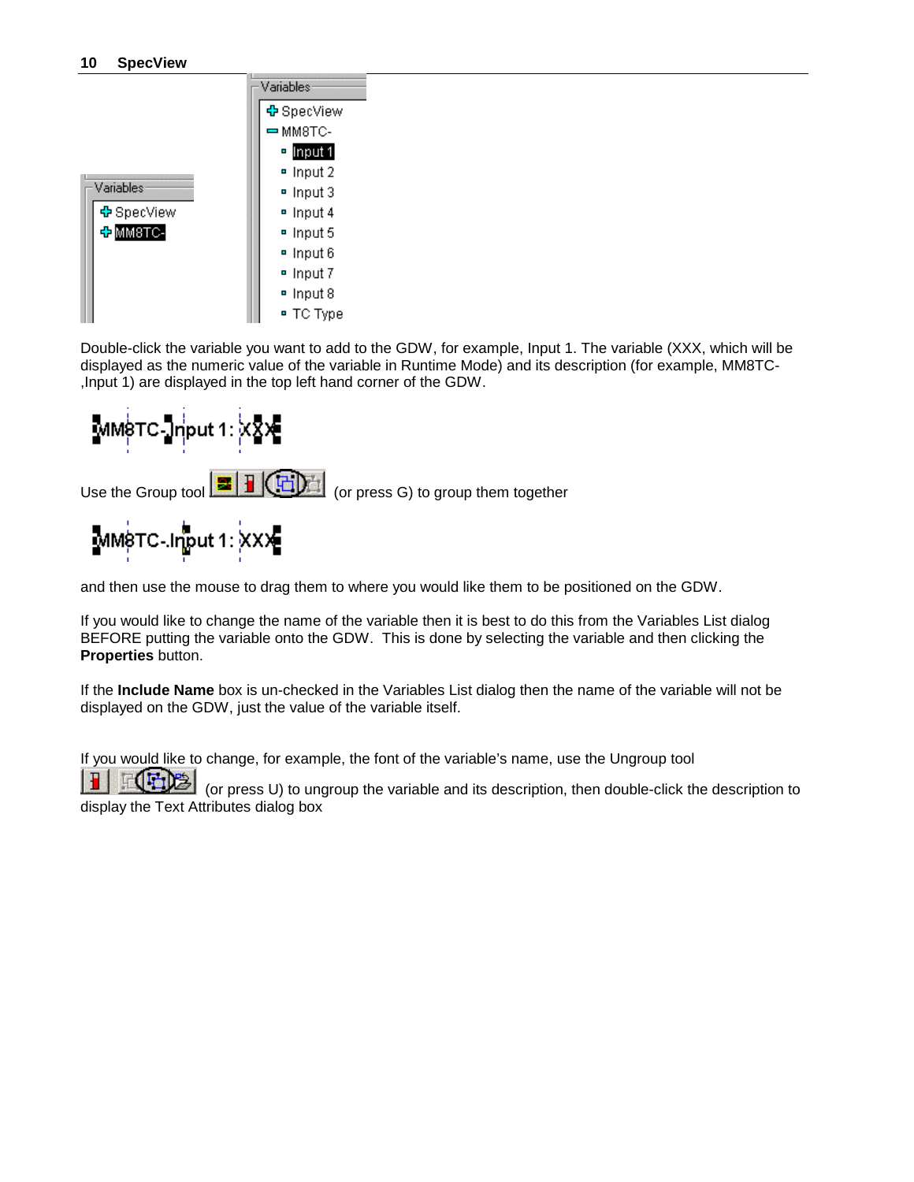Double-click the variable you want to add to the GDW, for example, Input 1. The variable (XXX, which will be displayed as the numeric value of the variable in Runtime Mode) and its description (for example, MM8TC- ,Input 1) are displayed in the top left hand corner of the GDW.

Use the Group tool (or press G) to group them together

and then use the mouse to drag them to where you would like them to be positioned on the GDW.

If you would like to change the name of the variable then it is best to do this from the Variables List dialog BEFORE putting the variable onto the GDW. This is done by selecting the variable and then clicking the **Properties** button.

If the **Include Name** box is un-checked in the Variables List dialog then the name of the variable will not be displayed on the GDW, just the value of the variable itself.

If you would like to change, for example, the font of the variable's name, use the Ungroup tool (or press U) to ungroup the variable and its description, then double-click the description to display the Text Attributes dialog box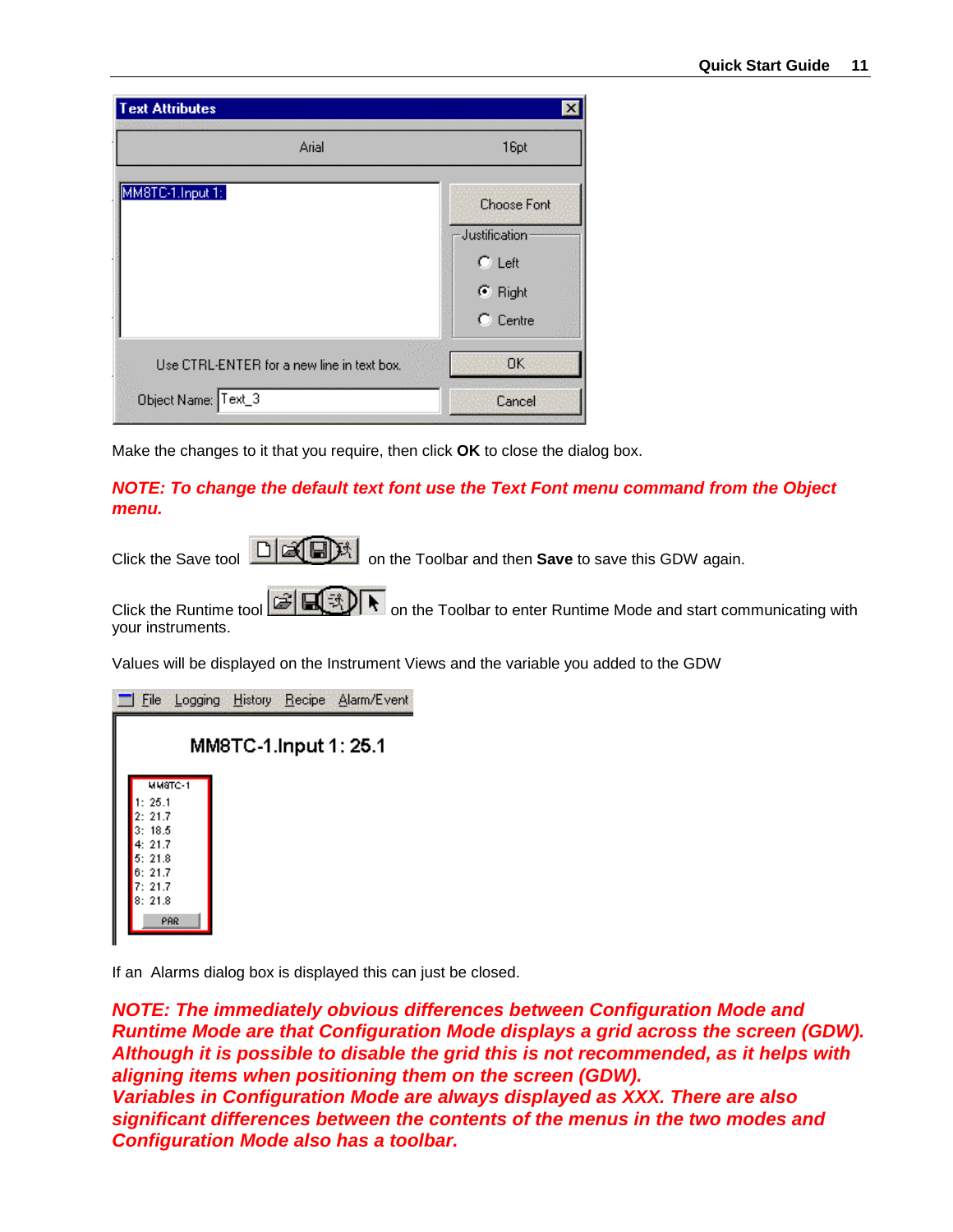Make the changes to it that you require, then click **OK** to close the dialog box.

***NOTE: To change the default text font use the Text Font menu command from the Object menu.***

Click the Save tool on the Toolbar and then **Save** to save this GDW again.

Click the Runtime tool on the Toolbar to enter Runtime Mode and start communicating with your instruments.

Values will be displayed on the Instrument Views and the variable you added to the GDW

If an Alarms dialog box is displayed this can just be closed.

***NOTE: The immediately obvious differences between Configuration Mode and Runtime Mode are that Configuration Mode displays a grid across the screen (GDW). Although it is possible to disable the grid this is not recommended, as it helps with aligning items when positioning them on the screen (GDW).***
***Variables in Configuration Mode are always displayed as XXX. There are also significant differences between the contents of the menus in the two modes and Configuration Mode also has a toolbar.***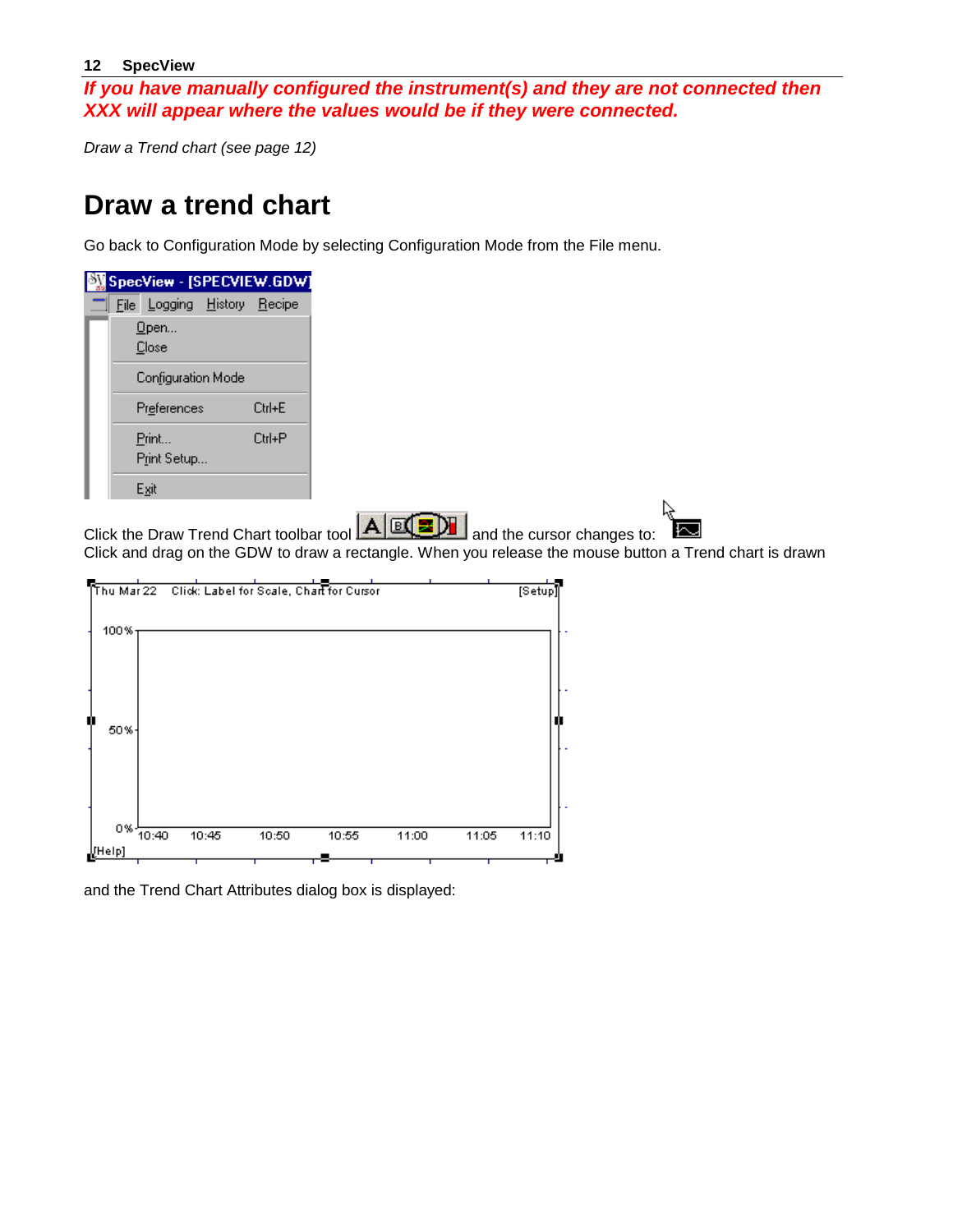***If you have manually configured the instrument(s) and they are not connected then XXX will appear where the values would be if they were connected.***

*Draw a Trend chart (see page 12)*

# Draw a trend chart

Go back to Configuration Mode by selecting Configuration Mode from the File menu.

Click the Draw Trend Chart toolbar tool and the cursor changes to:
Click and drag on the GDW to draw a rectangle. When you release the mouse button a Trend chart is drawn

and the Trend Chart Attributes dialog box is displayed: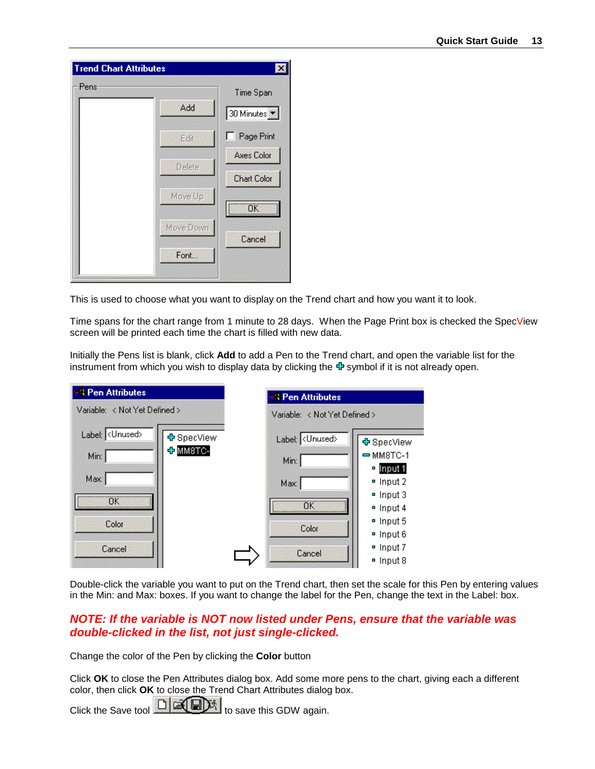This is used to choose what you want to display on the Trend chart and how you want it to look.

Time spans for the chart range from 1 minute to 28 days. When the Page Print box is checked the SpecView screen will be printed each time the chart is filled with new data.

Initially the Pens list is blank, click **Add** to add a Pen to the Trend chart, and open the variable list for the instrument from which you wish to display data by clicking the ✚ symbol if it is not already open.

Double-click the variable you want to put on the Trend chart, then set the scale for this Pen by entering values in the Min: and Max: boxes. If you want to change the label for the Pen, change the text in the Label: box.

***NOTE: If the variable is NOT now listed under Pens, ensure that the variable was double-clicked in the list, not just single-clicked.***

Change the color of the Pen by clicking the **Color** button

Click **OK** to close the Pen Attributes dialog box. Add some more pens to the chart, giving each a different color, then click **OK** to close the Trend Chart Attributes dialog box.

Click the Save tool to save this GDW again.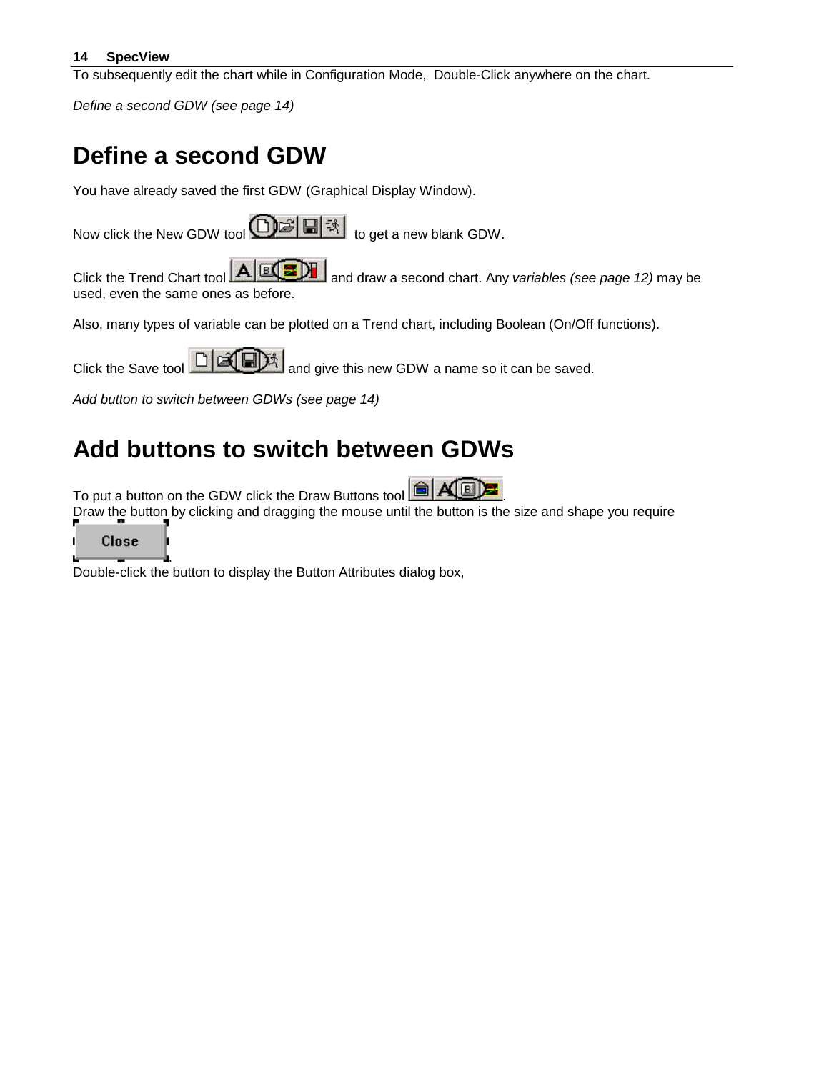To subsequently edit the chart while in Configuration Mode, Double-Click anywhere on the chart.

*Define a second GDW (see page 14)*

# Define a second GDW

You have already saved the first GDW (Graphical Display Window).

Now click the New GDW tool to get a new blank GDW.

Click the Trend Chart tool and draw a second chart. Any *variables (see page 12)* may be used, even the same ones as before.

Also, many types of variable can be plotted on a Trend chart, including Boolean (On/Off functions).

Click the Save tool and give this new GDW a name so it can be saved.

*Add button to switch between GDWs (see page 14)*

# Add buttons to switch between GDWs

To put a button on the GDW click the Draw Buttons tool .
Draw the button by clicking and dragging the mouse until the button is the size and shape you require .
Double-click the button to display the Button Attributes dialog box,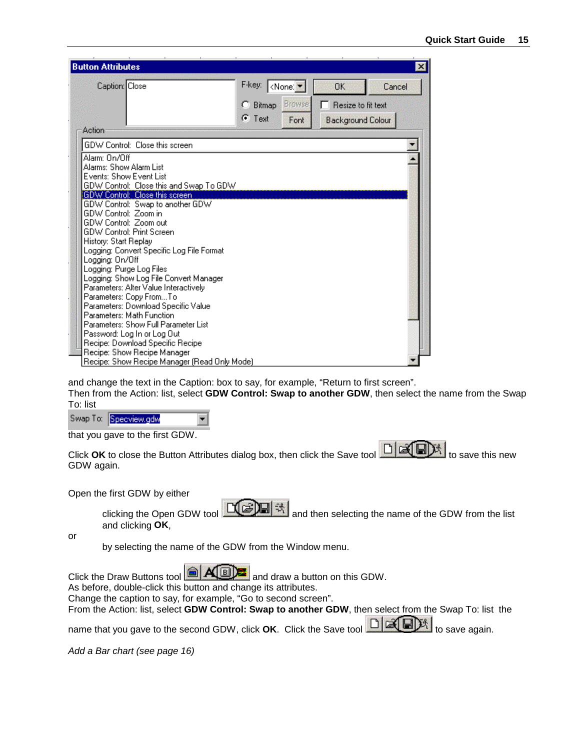and change the text in the Caption: box to say, for example, "Return to first screen".
Then from the Action: list, select **GDW Control: Swap to another GDW**, then select the name from the Swap To: list

that you gave to the first GDW.

Click **OK** to close the Button Attributes dialog box, then click the Save tool to save this new GDW again.

Open the first GDW by either

clicking the Open GDW tool and then selecting the name of the GDW from the list and clicking **OK**,

or

by selecting the name of the GDW from the Window menu.

Click the Draw Buttons tool and draw a button on this GDW.
As before, double-click this button and change its attributes.
Change the caption to say, for example, "Go to second screen".
From the Action: list, select **GDW Control: Swap to another GDW**, then select from the Swap To: list the name that you gave to the second GDW, click **OK**. Click the Save tool to save again.

*Add a Bar chart (see page 16)*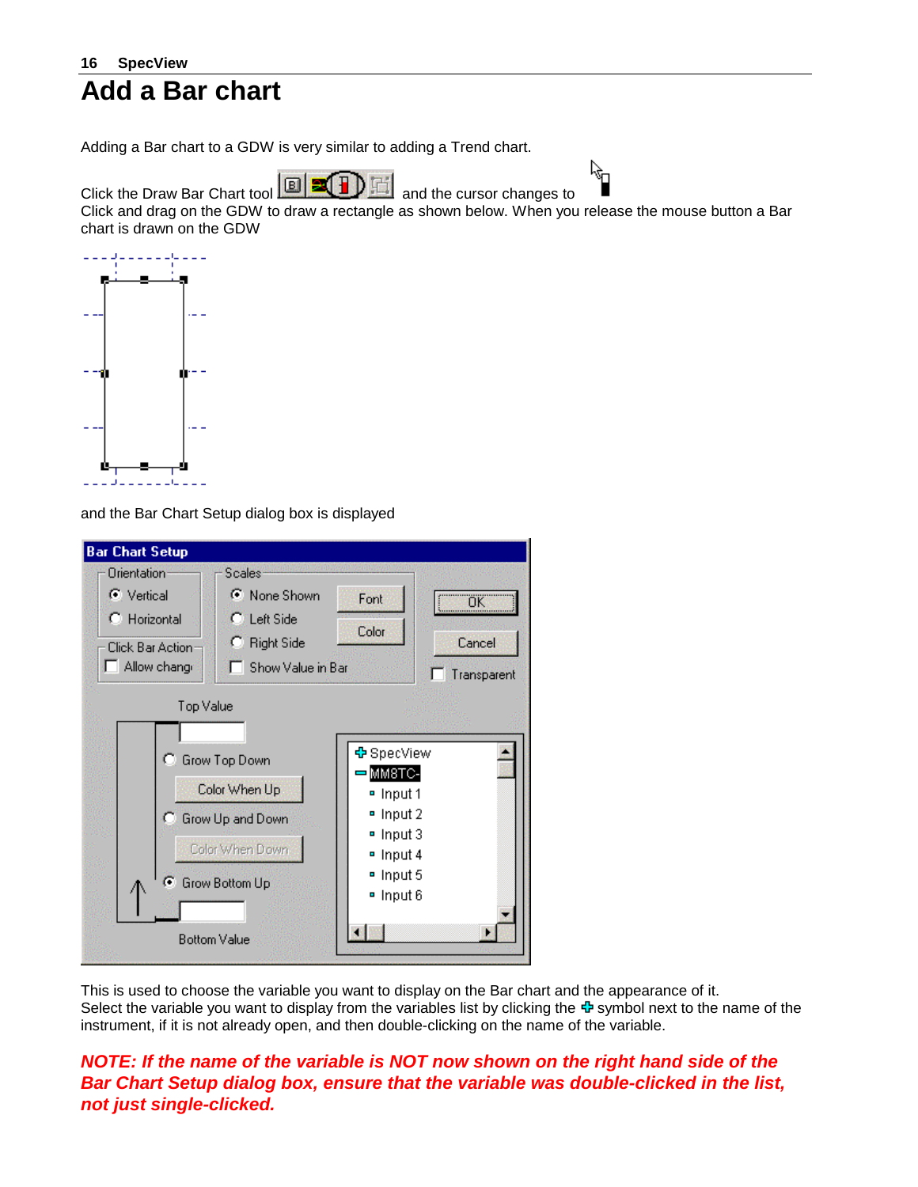# Add a Bar chart

Adding a Bar chart to a GDW is very similar to adding a Trend chart.

Click the Draw Bar Chart tool and the cursor changes to

Click and drag on the GDW to draw a rectangle as shown below. When you release the mouse button a Bar chart is drawn on the GDW

and the Bar Chart Setup dialog box is displayed

This is used to choose the variable you want to display on the Bar chart and the appearance of it.
Select the variable you want to display from the variables list by clicking the ✚ symbol next to the name of the instrument, if it is not already open, and then double-clicking on the name of the variable.

***NOTE: If the name of the variable is NOT now shown on the right hand side of the Bar Chart Setup dialog box, ensure that the variable was double-clicked in the list, not just single-clicked.***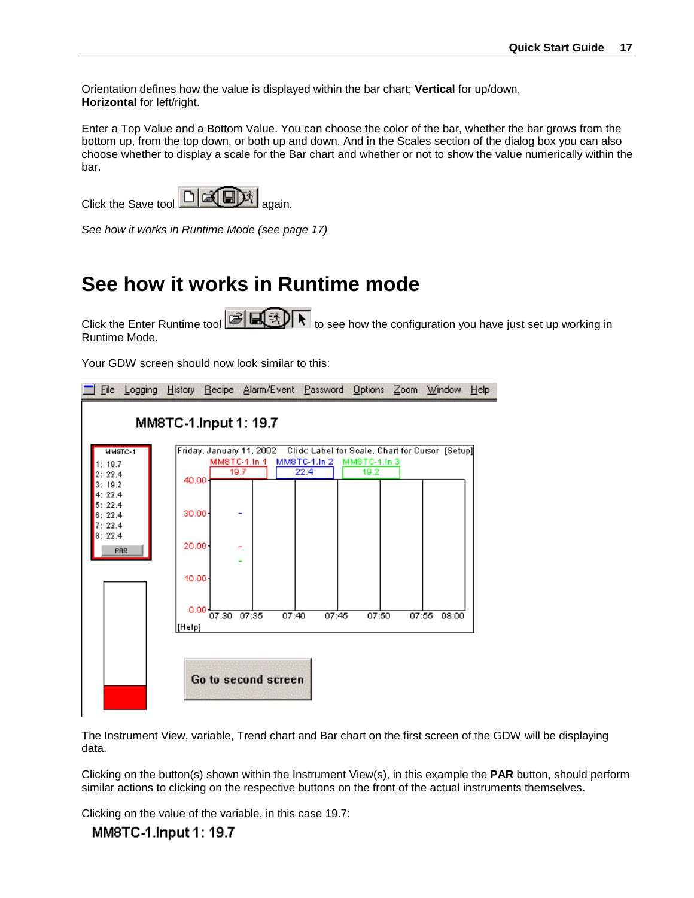Orientation defines how the value is displayed within the bar chart; **Vertical** for up/down, **Horizontal** for left/right.

Enter a Top Value and a Bottom Value. You can choose the color of the bar, whether the bar grows from the bottom up, from the top down, or both up and down. And in the Scales section of the dialog box you can also choose whether to display a scale for the Bar chart and whether or not to show the value numerically within the bar.

Click the Save tool again.

*See how it works in Runtime Mode (see page 17)*

# See how it works in Runtime mode

Click the Enter Runtime tool to see how the configuration you have just set up working in Runtime Mode.

Your GDW screen should now look similar to this:

The Instrument View, variable, Trend chart and Bar chart on the first screen of the GDW will be displaying data.

Clicking on the button(s) shown within the Instrument View(s), in this example the **PAR** button, should perform similar actions to clicking on the respective buttons on the front of the actual instruments themselves.

Clicking on the value of the variable, in this case 19.7: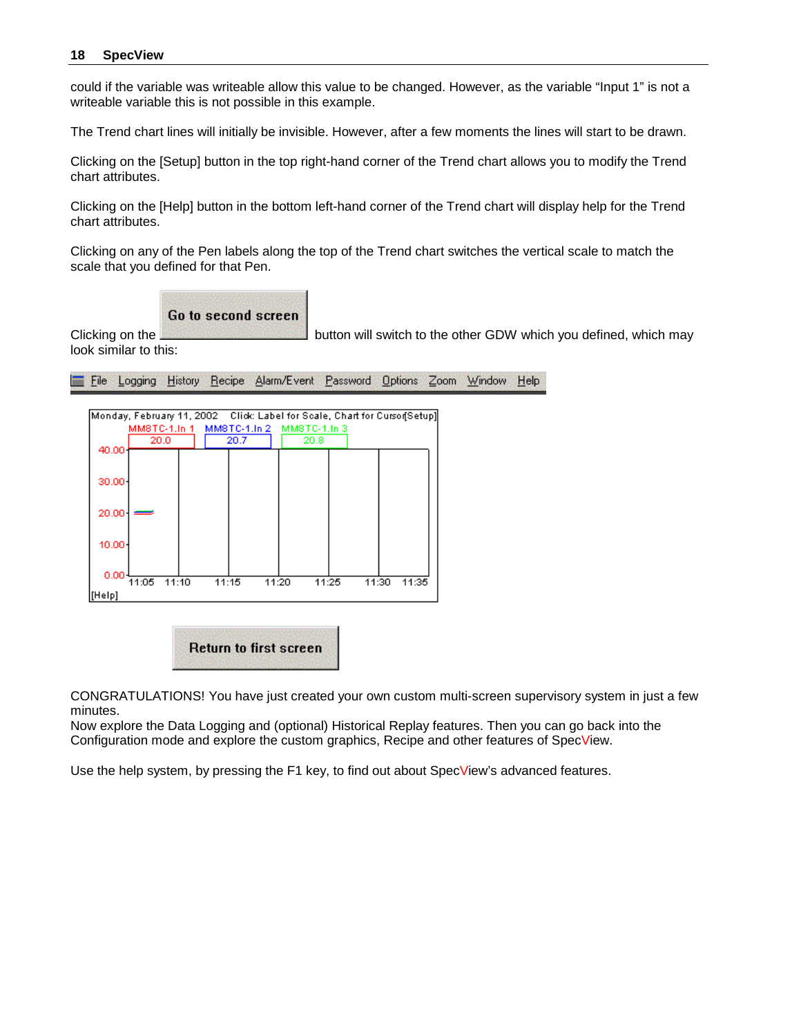could if the variable was writeable allow this value to be changed. However, as the variable "Input 1" is not a writeable variable this is not possible in this example.

The Trend chart lines will initially be invisible. However, after a few moments the lines will start to be drawn.

Clicking on the [Setup] button in the top right-hand corner of the Trend chart allows you to modify the Trend chart attributes.

Clicking on the [Help] button in the bottom left-hand corner of the Trend chart will display help for the Trend chart attributes.

Clicking on any of the Pen labels along the top of the Trend chart switches the vertical scale to match the scale that you defined for that Pen.

Clicking on the **Go to second screen** button will switch to the other GDW which you defined, which may look similar to this:

File Logging History Recipe Alarm/Event Password Options Zoom Window Help

Monday, February 11, 2002 Click: Label for Scale, Chart for Cursor [Setup]

MM8TC-1.In 1 MM8TC-1.In 2 MM8TC-1.In 3

20.0 20.7 20.8

40.00

30.00

20.00

10.00

0.00

11:05 11:10 11:15 11:20 11:25 11:30 11:35

[Help]

**Return to first screen**

CONGRATULATIONS! You have just created your own custom multi-screen supervisory system in just a few minutes.
Now explore the Data Logging and (optional) Historical Replay features. Then you can go back into the Configuration mode and explore the custom graphics, Recipe and other features of SpecView.

Use the help system, by pressing the F1 key, to find out about SpecView's advanced features.